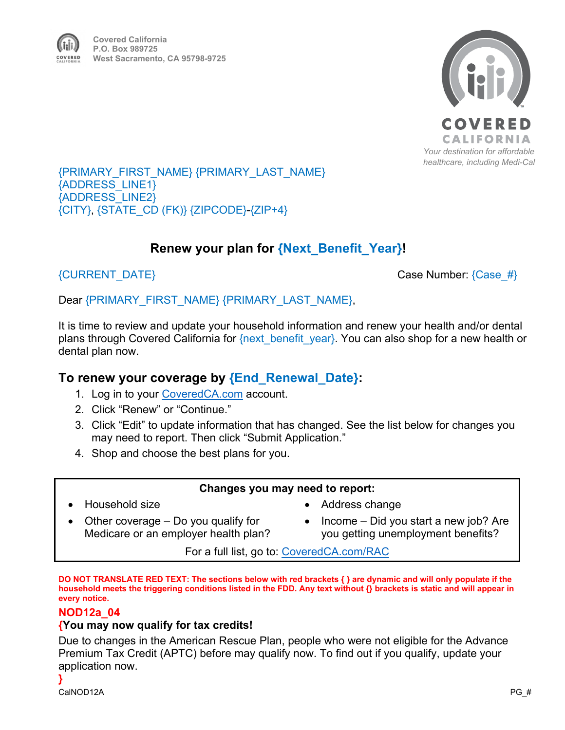Covered California
P.O. Box 989725
West Sacramento, CA 95798-9725

COVERED CALIFORNIA
*Your destination for affordable healthcare, including Medi-Cal*

{PRIMARY_FIRST_NAME} {PRIMARY_LAST_NAME}
{ADDRESS_LINE1}
{ADDRESS_LINE2}
{CITY}, {STATE_CD (FK)} {ZIPCODE}-{ZIP+4}

## Renew your plan for {Next_Benefit_Year}!

{CURRENT_DATE} Case Number: {Case_#}

Dear {PRIMARY_FIRST_NAME} {PRIMARY_LAST_NAME},

It is time to review and update your household information and renew your health and/or dental plans through Covered California for {next_benefit_year}. You can also shop for a new health or dental plan now.

## To renew your coverage by {End_Renewal_Date}:

1. Log in to your CoveredCA.com account.
2. Click "Renew" or "Continue."
3. Click "Edit" to update information that has changed. See the list below for changes you may need to report. Then click "Submit Application."
4. Shop and choose the best plans for you.

**Changes you may need to report:**

- Household size
- Address change
- Other coverage – Do you qualify for Medicare or an employer health plan?
- Income – Did you start a new job? Are you getting unemployment benefits?

For a full list, go to: CoveredCA.com/RAC

**DO NOT TRANSLATE RED TEXT: The sections below with red brackets { } are dynamic and will only populate if the household meets the triggering conditions listed in the FDD. Any text without {} brackets is static and will appear in every notice.**

**NOD12a_04**

**{You may now qualify for tax credits!**

Due to changes in the American Rescue Plan, people who were not eligible for the Advance Premium Tax Credit (APTC) before may qualify now. To find out if you qualify, update your application now.

**}**

CalNOD12A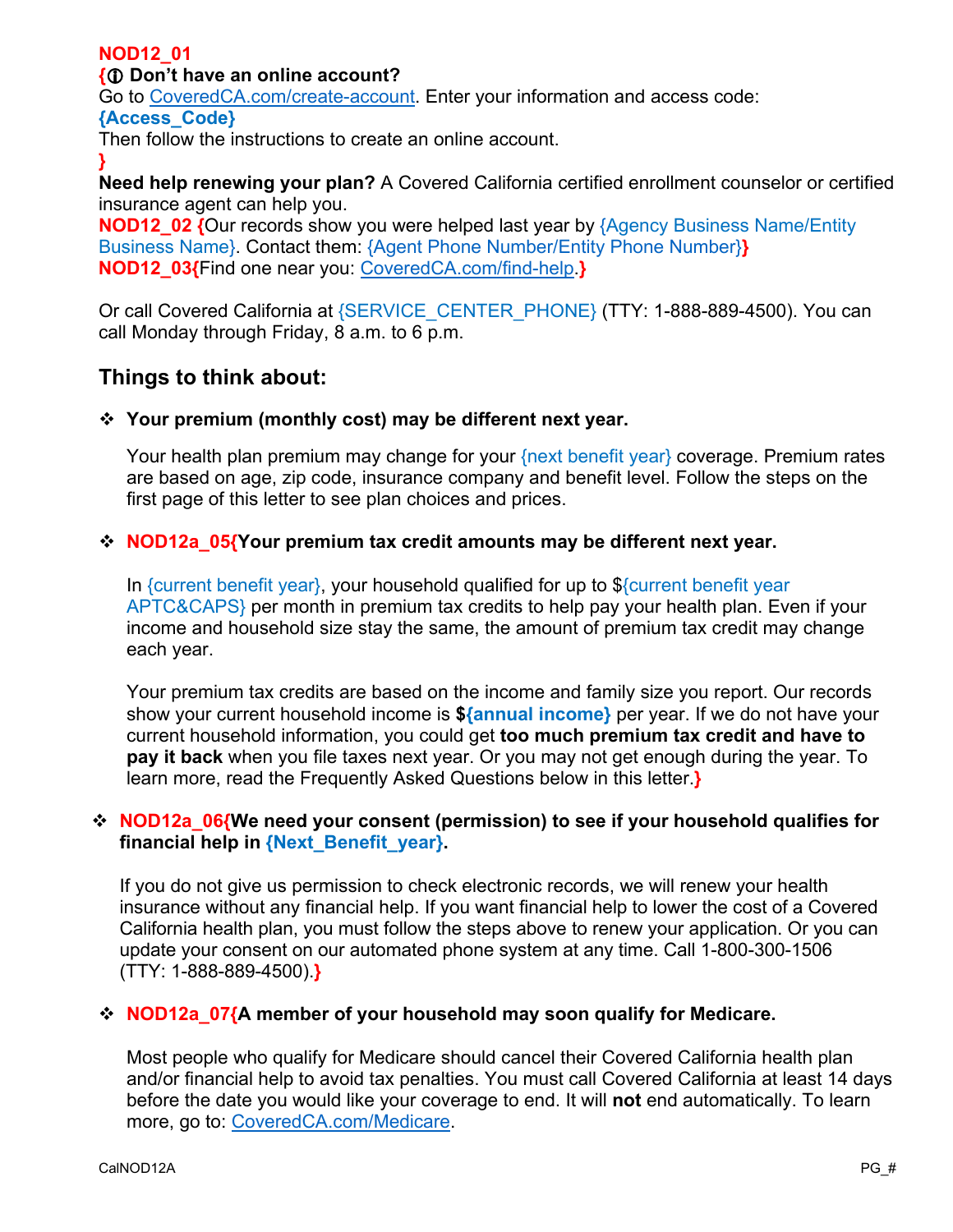**NOD12_01**

**{ⓘ Don't have an online account?**

Go to CoveredCA.com/create-account. Enter your information and access code:

**{Access_Code}**

Then follow the instructions to create an online account.

**}**

**Need help renewing your plan?** A Covered California certified enrollment counselor or certified insurance agent can help you.

**NOD12_02 {**Our records show you were helped last year by {Agency Business Name/Entity Business Name}. Contact them: {Agent Phone Number/Entity Phone Number}**}**

**NOD12_03{**Find one near you: CoveredCA.com/find-help.**}**

Or call Covered California at {SERVICE_CENTER_PHONE} (TTY: 1-888-889-4500). You can call Monday through Friday, 8 a.m. to 6 p.m.

## Things to think about:

- **Your premium (monthly cost) may be different next year.**

  Your health plan premium may change for your {next benefit year} coverage. Premium rates are based on age, zip code, insurance company and benefit level. Follow the steps on the first page of this letter to see plan choices and prices.

- **NOD12a_05{Your premium tax credit amounts may be different next year.**

  In {current benefit year}, your household qualified for up to ${current benefit year APTC&CAPS} per month in premium tax credits to help pay your health plan. Even if your income and household size stay the same, the amount of premium tax credit may change each year.

  Your premium tax credits are based on the income and family size you report. Our records show your current household income is **${annual income}** per year. If we do not have your current household information, you could get **too much premium tax credit and have to pay it back** when you file taxes next year. Or you may not get enough during the year. To learn more, read the Frequently Asked Questions below in this letter.**}**

- **NOD12a_06{We need your consent (permission) to see if your household qualifies for financial help in {Next_Benefit_year}.**

  If you do not give us permission to check electronic records, we will renew your health insurance without any financial help. If you want financial help to lower the cost of a Covered California health plan, you must follow the steps above to renew your application. Or you can update your consent on our automated phone system at any time. Call 1-800-300-1506 (TTY: 1-888-889-4500).**}**

- **NOD12a_07{A member of your household may soon qualify for Medicare.**

  Most people who qualify for Medicare should cancel their Covered California health plan and/or financial help to avoid tax penalties. You must call Covered California at least 14 days before the date you would like your coverage to end. It will **not** end automatically. To learn more, go to: CoveredCA.com/Medicare.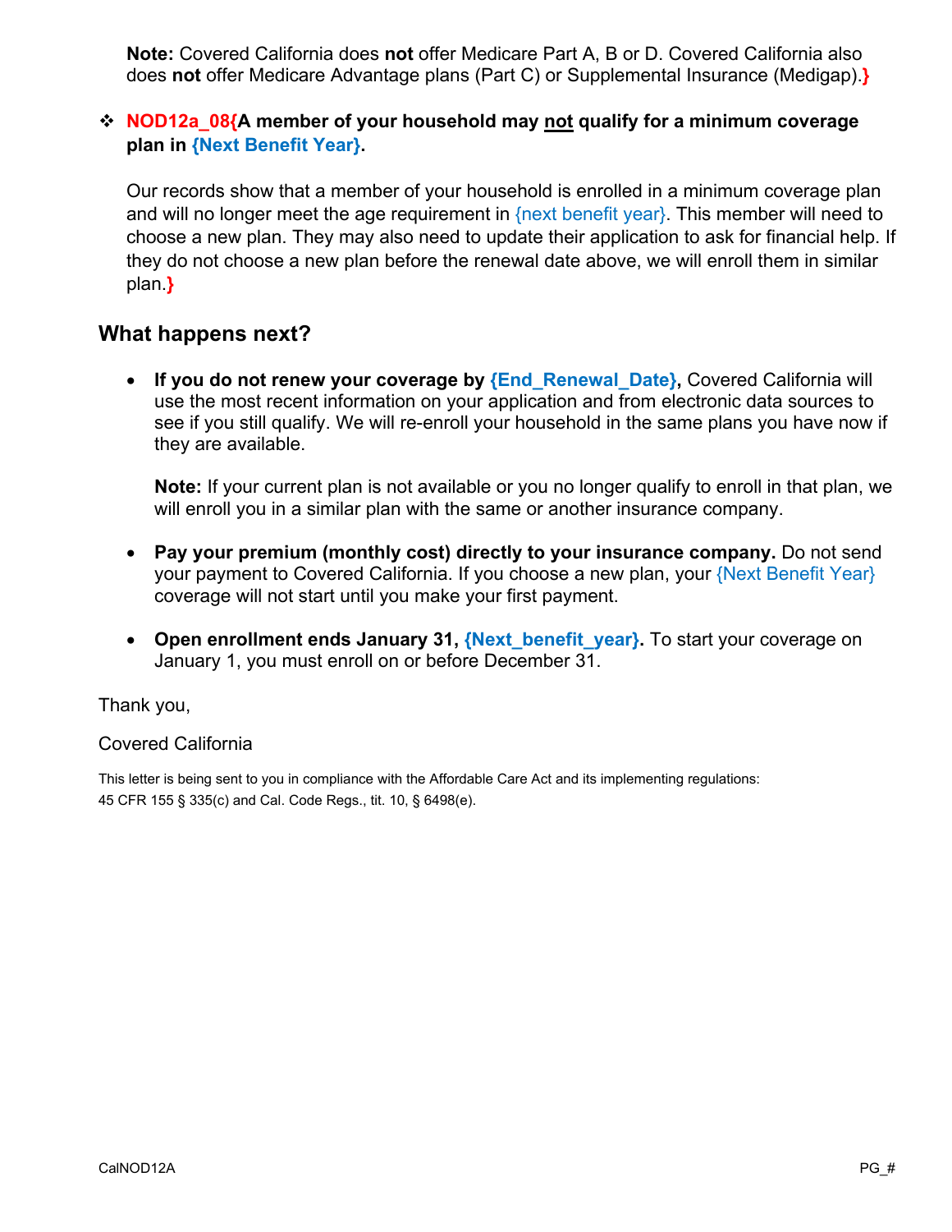**Note:** Covered California does **not** offer Medicare Part A, B or D. Covered California also does **not** offer Medicare Advantage plans (Part C) or Supplemental Insurance (Medigap).}

- **NOD12a_08{A member of your household may not qualify for a minimum coverage plan in {Next Benefit Year}.**

  Our records show that a member of your household is enrolled in a minimum coverage plan and will no longer meet the age requirement in {next benefit year}. This member will need to choose a new plan. They may also need to update their application to ask for financial help. If they do not choose a new plan before the renewal date above, we will enroll them in similar plan.}

## What happens next?

- **If you do not renew your coverage by {End_Renewal_Date},** Covered California will use the most recent information on your application and from electronic data sources to see if you still qualify. We will re-enroll your household in the same plans you have now if they are available.

  **Note:** If your current plan is not available or you no longer qualify to enroll in that plan, we will enroll you in a similar plan with the same or another insurance company.

- **Pay your premium (monthly cost) directly to your insurance company.** Do not send your payment to Covered California. If you choose a new plan, your {Next Benefit Year} coverage will not start until you make your first payment.

- **Open enrollment ends January 31, {Next_benefit_year}.** To start your coverage on January 1, you must enroll on or before December 31.

Thank you,

Covered California

This letter is being sent to you in compliance with the Affordable Care Act and its implementing regulations: 45 CFR 155 § 335(c) and Cal. Code Regs., tit. 10, § 6498(e).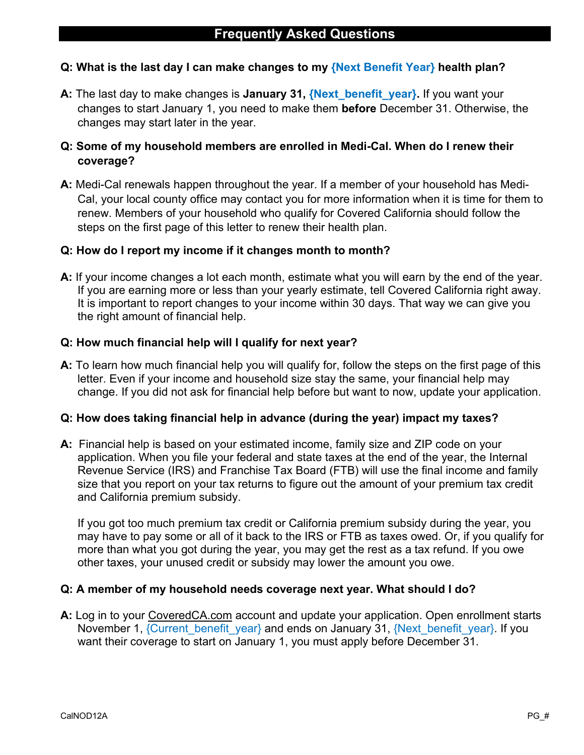## Frequently Asked Questions

**Q: What is the last day I can make changes to my {Next Benefit Year} health plan?**

**A:** The last day to make changes is **January 31, {Next_benefit_year}.** If you want your changes to start January 1, you need to make them **before** December 31. Otherwise, the changes may start later in the year.

**Q: Some of my household members are enrolled in Medi-Cal. When do I renew their coverage?**

**A:** Medi-Cal renewals happen throughout the year. If a member of your household has Medi-Cal, your local county office may contact you for more information when it is time for them to renew. Members of your household who qualify for Covered California should follow the steps on the first page of this letter to renew their health plan.

**Q: How do I report my income if it changes month to month?**

**A:** If your income changes a lot each month, estimate what you will earn by the end of the year. If you are earning more or less than your yearly estimate, tell Covered California right away. It is important to report changes to your income within 30 days. That way we can give you the right amount of financial help.

**Q: How much financial help will I qualify for next year?**

**A:** To learn how much financial help you will qualify for, follow the steps on the first page of this letter. Even if your income and household size stay the same, your financial help may change. If you did not ask for financial help before but want to now, update your application.

**Q: How does taking financial help in advance (during the year) impact my taxes?**

**A:** Financial help is based on your estimated income, family size and ZIP code on your application. When you file your federal and state taxes at the end of the year, the Internal Revenue Service (IRS) and Franchise Tax Board (FTB) will use the final income and family size that you report on your tax returns to figure out the amount of your premium tax credit and California premium subsidy.

If you got too much premium tax credit or California premium subsidy during the year, you may have to pay some or all of it back to the IRS or FTB as taxes owed. Or, if you qualify for more than what you got during the year, you may get the rest as a tax refund. If you owe other taxes, your unused credit or subsidy may lower the amount you owe.

**Q: A member of my household needs coverage next year. What should I do?**

**A:** Log in to your CoveredCA.com account and update your application. Open enrollment starts November 1, {Current_benefit_year} and ends on January 31, {Next_benefit_year}. If you want their coverage to start on January 1, you must apply before December 31.

CalNOD12A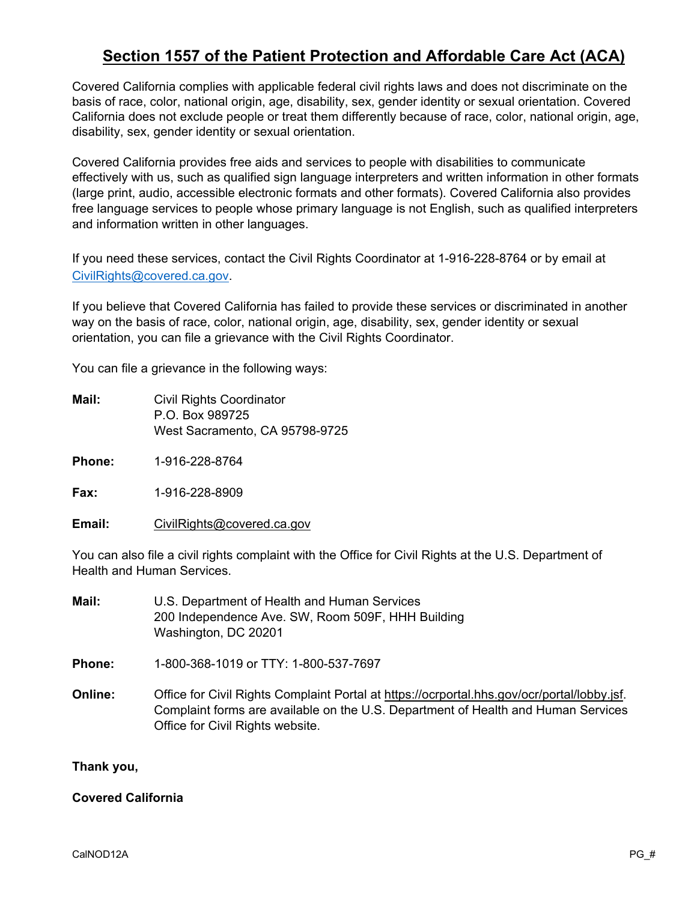# Section 1557 of the Patient Protection and Affordable Care Act (ACA)

Covered California complies with applicable federal civil rights laws and does not discriminate on the basis of race, color, national origin, age, disability, sex, gender identity or sexual orientation. Covered California does not exclude people or treat them differently because of race, color, national origin, age, disability, sex, gender identity or sexual orientation.

Covered California provides free aids and services to people with disabilities to communicate effectively with us, such as qualified sign language interpreters and written information in other formats (large print, audio, accessible electronic formats and other formats). Covered California also provides free language services to people whose primary language is not English, such as qualified interpreters and information written in other languages.

If you need these services, contact the Civil Rights Coordinator at 1-916-228-8764 or by email at CivilRights@covered.ca.gov.

If you believe that Covered California has failed to provide these services or discriminated in another way on the basis of race, color, national origin, age, disability, sex, gender identity or sexual orientation, you can file a grievance with the Civil Rights Coordinator.

You can file a grievance in the following ways:

**Mail:** Civil Rights Coordinator
P.O. Box 989725
West Sacramento, CA 95798-9725

**Phone:** 1-916-228-8764

**Fax:** 1-916-228-8909

**Email:** CivilRights@covered.ca.gov

You can also file a civil rights complaint with the Office for Civil Rights at the U.S. Department of Health and Human Services.

**Mail:** U.S. Department of Health and Human Services
200 Independence Ave. SW, Room 509F, HHH Building
Washington, DC 20201

**Phone:** 1-800-368-1019 or TTY: 1-800-537-7697

**Online:** Office for Civil Rights Complaint Portal at https://ocrportal.hhs.gov/ocr/portal/lobby.jsf. Complaint forms are available on the U.S. Department of Health and Human Services Office for Civil Rights website.

**Thank you,**

**Covered California**

CalNOD12A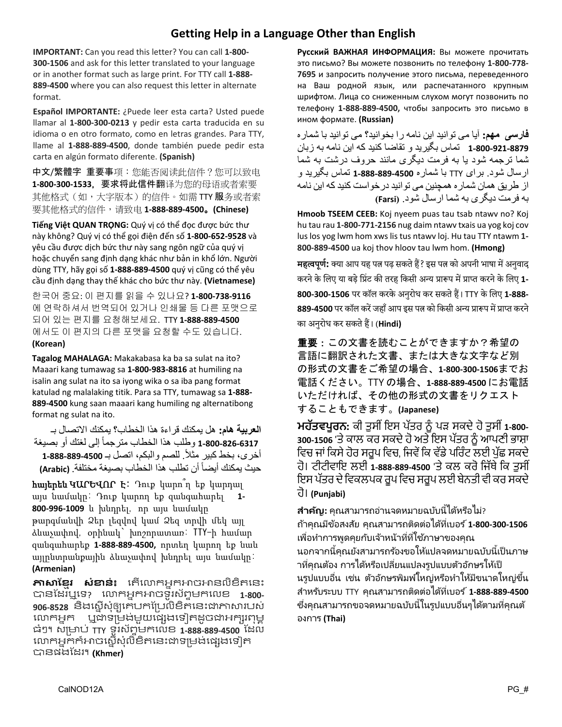# Getting Help in a Language Other than English

**IMPORTANT:** Can you read this letter? You can call **1-800-300-1506** and ask for this letter translated to your language or in another format such as large print. For TTY call **1-888-889-4500** where you can also request this letter in alternate format.

**Español IMPORTANTE:** ¿Puede leer esta carta? Usted puede llamar al **1-800-300-0213** y pedir esta carta traducida en su idioma o en otro formato, como en letras grandes. Para TTY, llame al **1-888-889-4500**, donde también puede pedir esta carta en algún formato diferente. **(Spanish)**

**中文/繁體字 重要事**項：您能否阅读此信件？您可以致电 **1-800-300-1533**，**要求将此信件翻**译为您的母语或者索要其他格式（如，大字版本）的信件。如需 TTY **服**务或者索要其他格式的信件，请致电 **1-888-889-4500。(Chinese)**

**Tiếng Việt QUAN TRỌNG:** Quý vị có thể đọc được bức thư này không? Quý vị có thể gọi điện đến số **1-800-652-9528** và yêu cầu được dịch bức thư này sang ngôn ngữ của quý vị hoặc chuyển sang định dạng khác như bản in khổ lớn. Người dùng TTY, hãy gọi số **1-888-889-4500** quý vị cũng có thể yêu cầu định dạng thay thế khác cho bức thư này. **(Vietnamese)**

한국어 중요: 이 편지를 읽을 수 있나요? **1-800-738-9116** 에 연락하셔서 번역되어 있거나 인쇄물 등 다른 포맷으로 되어 있는 편지를 요청해보세요. TTY **1-888-889-4500** 에서도 이 편지의 다른 포맷을 요청할 수도 있습니다. **(Korean)**

**Tagalog MAHALAGA:** Makakabasa ka ba sa sulat na ito? Maaari kang tumawag sa **1-800-983-8816** at humiling na isalin ang sulat na ito sa iyong wika o sa iba pang format katulad ng malalaking titik. Para sa TTY, tumawag sa **1-888-889-4500** kung saan maaari kang humiling ng alternatibong format ng sulat na ito.

**العربية هام:** هل يمكنك قراءة هذا الخطاب؟ يمكنك الاتصال بـ **1-800-826-6317** وطلب هذا الخطاب مترجماً إلى لغتك أو بصيغة أخرى، بخط كبير مثلاً. للصم والبكم، اتصل بـ **1-888-889-4500** حيث يمكنك أيضاً أن تطلب هذا الخطاب بصيغة مختلفة. **(Arabic)**

**հայերեն ԿԱՐԵՎՈՐ Է:** Դուք կարո՞ղ եք կարդալ այս նամակը: Դուք կարող եք զանգահարել **1-800-996-1009** և խնդրել, որ այս նամակը թարգմանվի Ձեր լեզվով կամ Ձեզ տրվի մեկ այլ ձևաչափով, օրինակ` խոշորատառ: TTY-ի համար զանգահարեք **1-888-889-4500,** որտեղ կարող եք նաև այլընտրանքային ձևաչափով խնդրել այս նամակը: **(Armenian)**

**ភាសាខ្មែរ សំខាន់៖** តើលោកអ្នកអាចអានលិខិតនេះបានដែរឬទេ? លោកអ្នកអាចទូរស័ព្ទមកលេខ **1-800-906-8528** និងស្នើសុំឲ្យគេបកប្រែលិខិតនេះជាភាសារបស់លោកអ្នក ឬជាទម្រង់មួយផ្សេងទៀតដូចជាអក្សរពុម្ពធំៗ។ សម្រាប់ TTY ទូរស័ព្ទមកលេខ **1-888-889-4500** ដែលលោកអ្នកក៏អាចស្នើសុំលិខិតនេះជាទម្រង់ផ្សេងទៀតបានផងដែរ។ **(Khmer)**

**Русский ВАЖНАЯ ИНФОРМАЦИЯ:** Вы можете прочитать это письмо? Вы можете позвонить по телефону **1-800-778-7695** и запросить получение этого письма, переведенного на Ваш родной язык, или распечатанного крупным шрифтом. Лица со сниженным слухом могут позвонить по телефону **1-888-889-4500,** чтобы запросить это письмо в ином формате. **(Russian)**

**فارسی مهم:** آیا می توانید این نامه را بخوانید؟ می توانید با شماره **1-800-921-8879** تماس بگیرید و تقاضا کنید که این نامه به زبان شما ترجمه شود یا به فرمت دیگری مانند حروف درشت به شما ارسال شود. برای TTY با شماره **1-888-889-4500** تماس بگیرید و از طریق همان شماره همچنین می توانید درخواست کنید که این نامه به فرمت دیگری به شما ارسال شود. **(Farsi)**

**Hmoob TSEEM CEEB:** Koj nyeem puas tau tsab ntawv no? Koj hu tau rau **1-800-771-2156** nug daim ntawv txais ua yog koj cov lus los yog lwm hom xws lis tus ntawv loj. Hu tau TTY ntawm **1-800-889-4500** ua koj thov hloov tau lwm hom. **(Hmong)**

**महत्वपूर्ण:** क्या आप यह पत्र पढ़ सकते हैं? इस पत्र को अपनी भाषा में अनुवाद करने के लिए या बड़े प्रिंट की तरह किसी अन्य प्रारूप में प्राप्त करने के लिए **1-800-300-1506** पर कॉल करके अनुरोध कर सकते हैं। TTY के लिए **1-888-889-4500** पर कॉल करें जहाँ आप इस पत्र को किसी अन्य प्रारूप में प्राप्त करने का अनुरोध कर सकते हैं। (**Hindi)**

**重要**：この文書を読むことができますか？希望の言語に翻訳された文書、または大きな文字など別の形式の文書をご希望の場合、**1-800-300-1506**までお電話ください。TTY の場合、**1-888-889-4500** にお電話いただければ、その他の形式の文書をリクエストすることもできます。**(Japanese)**

**ਮਹੱਤਵਪੂਰਨ:** ਕੀ ਤੁਸੀਂ ਇਸ ਪੱਤਰ ਨੂੰ ਪੜ ਸਕਦੇ ਹੋ ਤੁਸੀਂ **1-800-300-1506** 'ਤੇ ਕਾਲ ਕਰ ਸਕਦੇ ਹੋ ਅਤੇ ਇਸ ਪੱਤਰ ਨੂੰ ਆਪਣੀ ਭਾਸ਼ਾ ਵਿਚ ਜਾਂ ਕਿਸੇ ਹੋਰ ਸਰੂਪ ਵਿਚ, ਜਿਵੇਂ ਕਿ ਵੱਡੇ ਪਰਿੰਟ ਲਈ ਪੁੱਛ ਸਕਦੇ ਹੋ। ਟੀਟੀਵਾਇ ਲਈ **1-888-889-4500** 'ਤੇ ਕਲ ਕਰੋ ਜਿੱਥੇ ਕਿ ਤੁਸੀਂ ਇਸ ਪੱਤਰ ਦੇ ਵਿਕਲਪਕ ਰੂਪ ਵਿਚ ਸਰੂਪ ਲਈ ਬੇਨਤੀ ਵੀ ਕਰ ਸਕਦੇ ਹੋ। **(Punjabi)**

**สำคัญ:** คุณสามารถอ่านจดหมายฉบับนี้ได้หรือไม่? ถ้าคุณมีข้อสงสัย คุณสามารถติดต่อได้ที่เบอร์ **1-800-300-1506** เพื่อทำการพูดคุยกับเจ้าหน้าที่ที่ใช้ภาษาของคุณ นอกจากนี้คุณยังสามารถร้องขอให้แปลจดหมายฉบับนี้เป็นภาษาที่คุณต้อง การได้หรือเปลี่ยนแปลงรูปแบบตัวอักษรให้เป็นรูปแบบอื่น เช่น ตัวอักษรพิมพ์ใหญ่หรือทำให้มีขนาดใหญ่ขึ้น สำหรับระบบ TTY คุณสามารถติดต่อได้ที่เบอร์ **1-888-889-4500** ซึ่งคุณสามารถขอจดหมายฉบับนี้ในรูปแบบอื่นๆได้ตามที่คุณต้องการ **(Thai)**

CalNOD12A